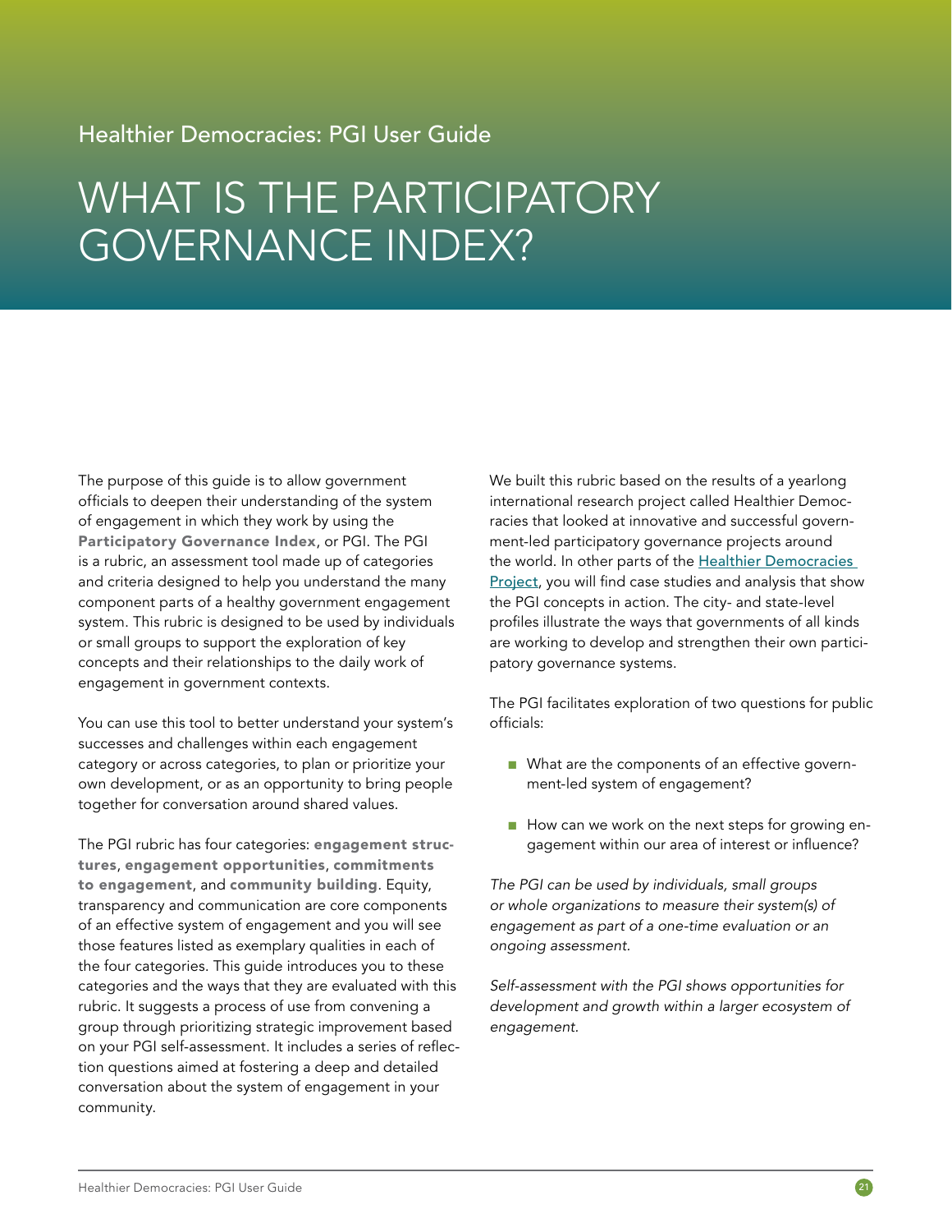Healthier Democracies: PGI User Guide

# WHAT IS THE PARTICIPATORY GOVERNANCE INDEX?

The purpose of this guide is to allow government officials to deepen their understanding of the system of engagement in which they work by using the **Participatory Governance Index**, or PGI. The PGI is a rubric, an assessment tool made up of categories and criteria designed to help you understand the many component parts of a healthy government engagement system. This rubric is designed to be used by individuals or small groups to support the exploration of key concepts and their relationships to the daily work of engagement in government contexts.

You can use this tool to better understand your system's successes and challenges within each engagement category or across categories, to plan or prioritize your own development, or as an opportunity to bring people together for conversation around shared values.

The PGI rubric has four categories: **engagement structures**, **engagement opportunities**, **commitments to engagement**, and **community building**. Equity, transparency and communication are core components of an effective system of engagement and you will see those features listed as exemplary qualities in each of the four categories. This guide introduces you to these categories and the ways that they are evaluated with this rubric. It suggests a process of use from convening a group through prioritizing strategic improvement based on your PGI self-assessment. It includes a series of reflection questions aimed at fostering a deep and detailed conversation about the system of engagement in your community.

We built this rubric based on the results of a yearlong international research project called Healthier Democracies that looked at innovative and successful government-led participatory governance projects around the world. In other parts of the [Healthier Democracies Project](), you will find case studies and analysis that show the PGI concepts in action. The city- and state-level profiles illustrate the ways that governments of all kinds are working to develop and strengthen their own participatory governance systems.

The PGI facilitates exploration of two questions for public officials:

- What are the components of an effective government-led system of engagement?
- How can we work on the next steps for growing engagement within our area of interest or influence?

*The PGI can be used by individuals, small groups or whole organizations to measure their system(s) of engagement as part of a one-time evaluation or an ongoing assessment.*

*Self-assessment with the PGI shows opportunities for development and growth within a larger ecosystem of engagement.*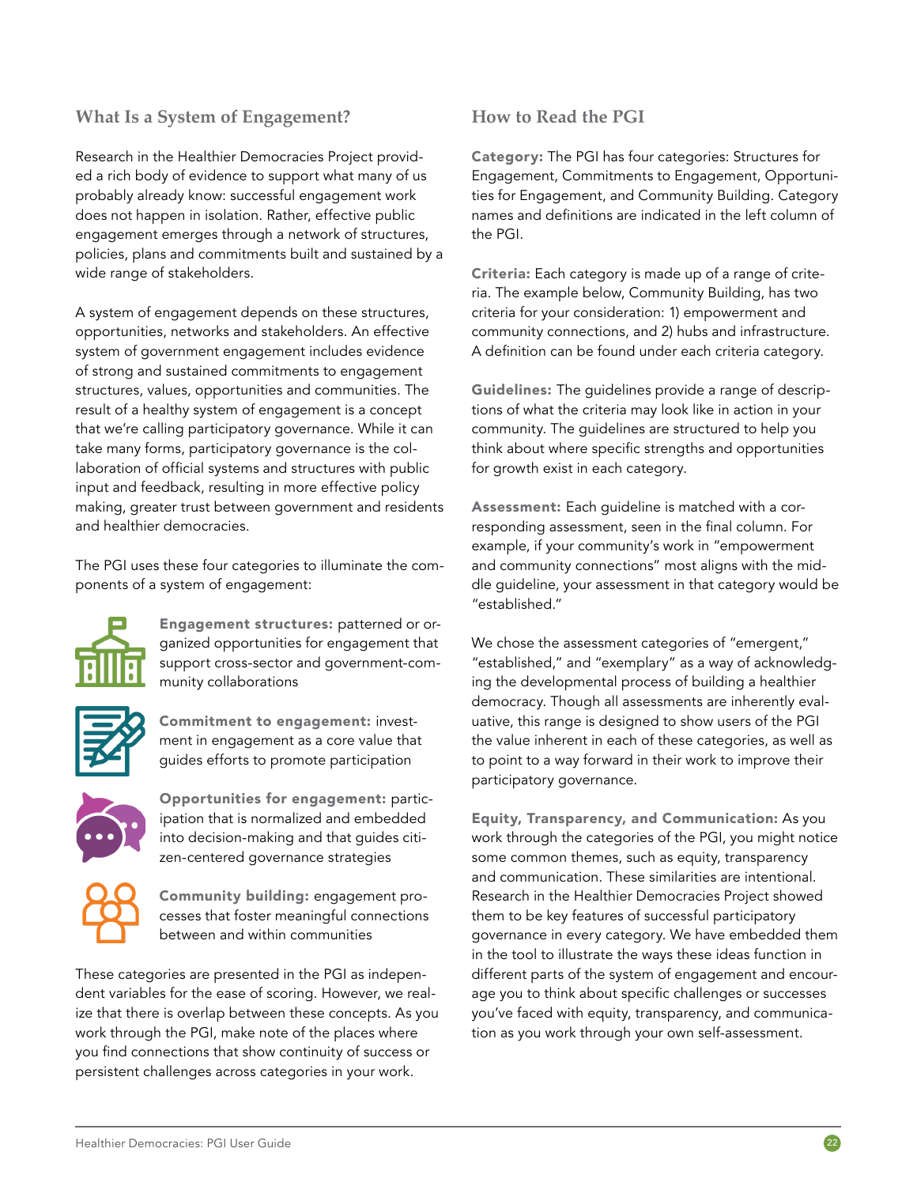## What Is a System of Engagement?

Research in the Healthier Democracies Project provided a rich body of evidence to support what many of us probably already know: successful engagement work does not happen in isolation. Rather, effective public engagement emerges through a network of structures, policies, plans and commitments built and sustained by a wide range of stakeholders.

A system of engagement depends on these structures, opportunities, networks and stakeholders. An effective system of government engagement includes evidence of strong and sustained commitments to engagement structures, values, opportunities and communities. The result of a healthy system of engagement is a concept that we're calling participatory governance. While it can take many forms, participatory governance is the collaboration of official systems and structures with public input and feedback, resulting in more effective policy making, greater trust between government and residents and healthier democracies.

The PGI uses these four categories to illuminate the components of a system of engagement:

**Engagement structures:** patterned or organized opportunities for engagement that support cross-sector and government-community collaborations

**Commitment to engagement:** investment in engagement as a core value that guides efforts to promote participation

**Opportunities for engagement:** participation that is normalized and embedded into decision-making and that guides citizen-centered governance strategies

**Community building:** engagement processes that foster meaningful connections between and within communities

These categories are presented in the PGI as independent variables for the ease of scoring. However, we realize that there is overlap between these concepts. As you work through the PGI, make note of the places where you find connections that show continuity of success or persistent challenges across categories in your work.

## How to Read the PGI

**Category:** The PGI has four categories: Structures for Engagement, Commitments to Engagement, Opportunities for Engagement, and Community Building. Category names and definitions are indicated in the left column of the PGI.

**Criteria:** Each category is made up of a range of criteria. The example below, Community Building, has two criteria for your consideration: 1) empowerment and community connections, and 2) hubs and infrastructure. A definition can be found under each criteria category.

**Guidelines:** The guidelines provide a range of descriptions of what the criteria may look like in action in your community. The guidelines are structured to help you think about where specific strengths and opportunities for growth exist in each category.

**Assessment:** Each guideline is matched with a corresponding assessment, seen in the final column. For example, if your community's work in "empowerment and community connections" most aligns with the middle guideline, your assessment in that category would be "established."

We chose the assessment categories of "emergent," "established," and "exemplary" as a way of acknowledging the developmental process of building a healthier democracy. Though all assessments are inherently evaluative, this range is designed to show users of the PGI the value inherent in each of these categories, as well as to point to a way forward in their work to improve their participatory governance.

**Equity, Transparency, and Communication:** As you work through the categories of the PGI, you might notice some common themes, such as equity, transparency and communication. These similarities are intentional. Research in the Healthier Democracies Project showed them to be key features of successful participatory governance in every category. We have embedded them in the tool to illustrate the ways these ideas function in different parts of the system of engagement and encourage you to think about specific challenges or successes you've faced with equity, transparency, and communication as you work through your own self-assessment.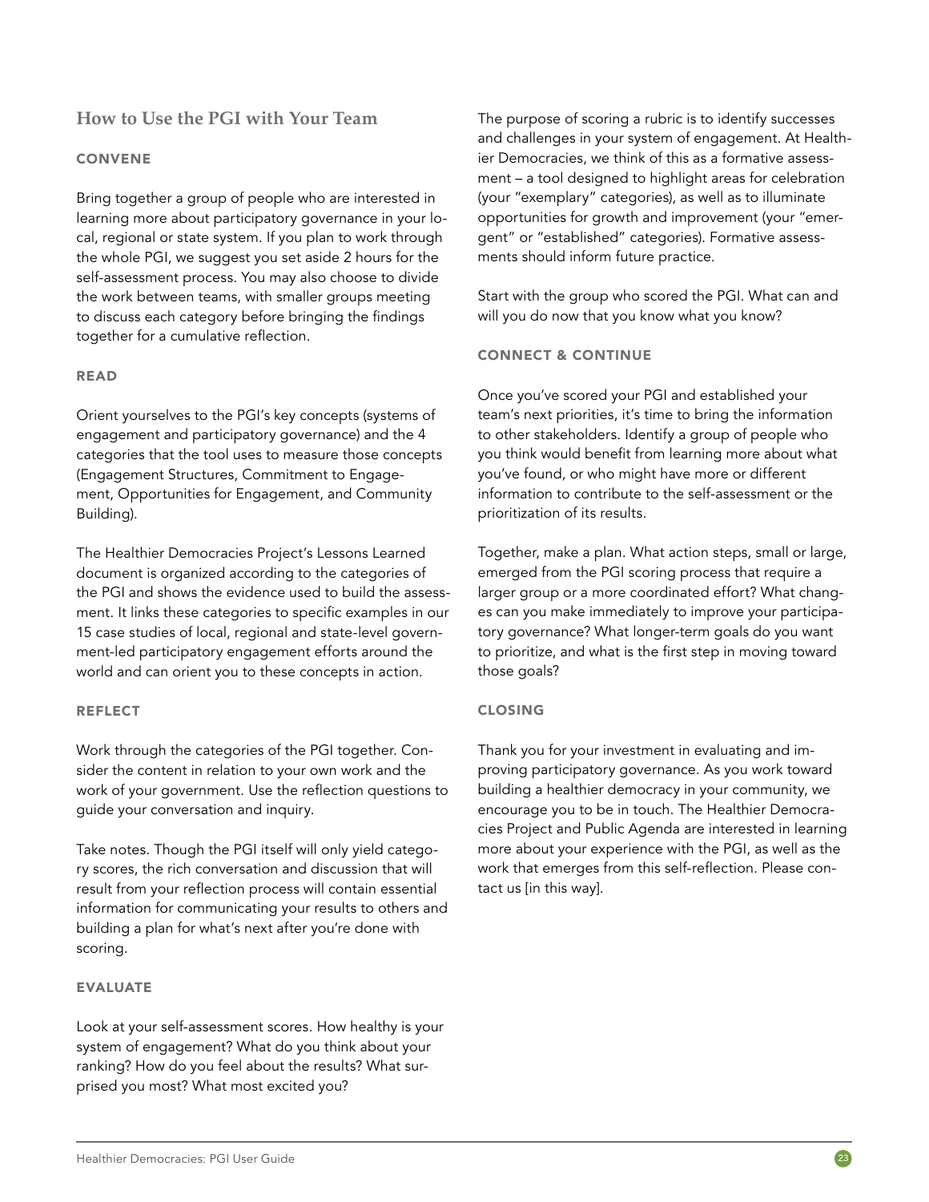## How to Use the PGI with Your Team

### CONVENE

Bring together a group of people who are interested in learning more about participatory governance in your local, regional or state system. If you plan to work through the whole PGI, we suggest you set aside 2 hours for the self-assessment process. You may also choose to divide the work between teams, with smaller groups meeting to discuss each category before bringing the findings together for a cumulative reflection.

### READ

Orient yourselves to the PGI's key concepts (systems of engagement and participatory governance) and the 4 categories that the tool uses to measure those concepts (Engagement Structures, Commitment to Engagement, Opportunities for Engagement, and Community Building).

The Healthier Democracies Project's Lessons Learned document is organized according to the categories of the PGI and shows the evidence used to build the assessment. It links these categories to specific examples in our 15 case studies of local, regional and state-level government-led participatory engagement efforts around the world and can orient you to these concepts in action.

### REFLECT

Work through the categories of the PGI together. Consider the content in relation to your own work and the work of your government. Use the reflection questions to guide your conversation and inquiry.

Take notes. Though the PGI itself will only yield category scores, the rich conversation and discussion that will result from your reflection process will contain essential information for communicating your results to others and building a plan for what's next after you're done with scoring.

### EVALUATE

Look at your self-assessment scores. How healthy is your system of engagement? What do you think about your ranking? How do you feel about the results? What surprised you most? What most excited you?

The purpose of scoring a rubric is to identify successes and challenges in your system of engagement. At Healthier Democracies, we think of this as a formative assessment – a tool designed to highlight areas for celebration (your "exemplary" categories), as well as to illuminate opportunities for growth and improvement (your "emergent" or "established" categories). Formative assessments should inform future practice.

Start with the group who scored the PGI. What can and will you do now that you know what you know?

### CONNECT & CONTINUE

Once you've scored your PGI and established your team's next priorities, it's time to bring the information to other stakeholders. Identify a group of people who you think would benefit from learning more about what you've found, or who might have more or different information to contribute to the self-assessment or the prioritization of its results.

Together, make a plan. What action steps, small or large, emerged from the PGI scoring process that require a larger group or a more coordinated effort? What changes can you make immediately to improve your participatory governance? What longer-term goals do you want to prioritize, and what is the first step in moving toward those goals?

### CLOSING

Thank you for your investment in evaluating and improving participatory governance. As you work toward building a healthier democracy in your community, we encourage you to be in touch. The Healthier Democracies Project and Public Agenda are interested in learning more about your experience with the PGI, as well as the work that emerges from this self-reflection. Please contact us [in this way].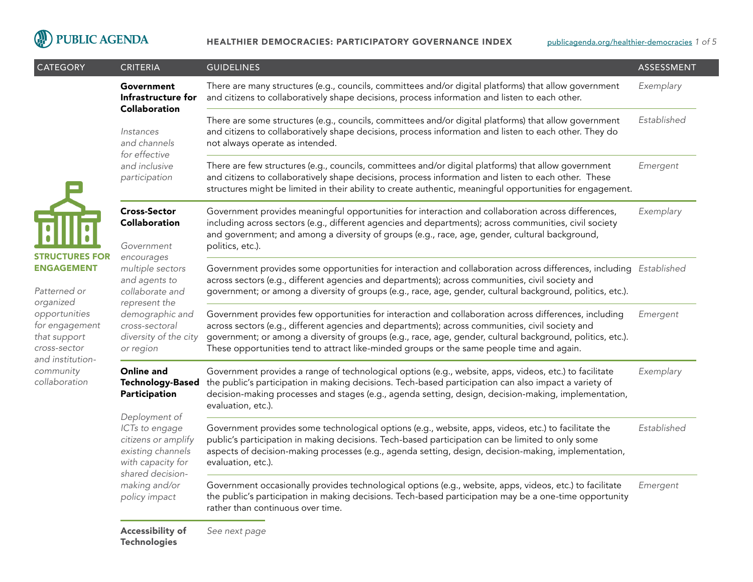| CATEGORY | CRITERIA | GUIDELINES | ASSESSMENT |
|---|---|---|---|
| **STRUCTURES FOR ENGAGEMENT** *Patterned or organized opportunities for engagement that support cross-sector and institution-community collaboration* | **Government Infrastructure for Collaboration** *Instances and channels for effective and inclusive participation* | There are many structures (e.g., councils, committees and/or digital platforms) that allow government and citizens to collaboratively shape decisions, process information and listen to each other. | *Exemplary* |
| | | There are some structures (e.g., councils, committees and/or digital platforms) that allow government and citizens to collaboratively shape decisions, process information and listen to each other. They do not always operate as intended. | *Established* |
| | | There are few structures (e.g., councils, committees and/or digital platforms) that allow government and citizens to collaboratively shape decisions, process information and listen to each other. These structures might be limited in their ability to create authentic, meaningful opportunities for engagement. | *Emergent* |
| | **Cross-Sector Collaboration** *Government encourages multiple sectors and agents to collaborate and represent the demographic and cross-sectoral diversity of the city or region* | Government provides meaningful opportunities for interaction and collaboration across differences, including across sectors (e.g., different agencies and departments); across communities, civil society and government; and among a diversity of groups (e.g., race, age, gender, cultural background, politics, etc.). | *Exemplary* |
| | | Government provides some opportunities for interaction and collaboration across differences, including across sectors (e.g., different agencies and departments); across communities, civil society and government; or among a diversity of groups (e.g., race, age, gender, cultural background, politics, etc.). | *Established* |
| | | Government provides few opportunities for interaction and collaboration across differences, including across sectors (e.g., different agencies and departments); across communities, civil society and government; or among a diversity of groups (e.g., race, age, gender, cultural background, politics, etc.). These opportunities tend to attract like-minded groups or the same people time and again. | *Emergent* |
| | **Online and Technology-Based Participation** *Deployment of ICTs to engage citizens or amplify existing channels with capacity for shared decision-making and/or policy impact* | Government provides a range of technological options (e.g., website, apps, videos, etc.) to facilitate the public's participation in making decisions. Tech-based participation can also impact a variety of decision-making processes and stages (e.g., agenda setting, design, decision-making, implementation, evaluation, etc.). | *Exemplary* |
| | | Government provides some technological options (e.g., website, apps, videos, etc.) to facilitate the public's participation in making decisions. Tech-based participation can be limited to only some aspects of decision-making processes (e.g., agenda setting, design, decision-making, implementation, evaluation, etc.). | *Established* |
| | | Government occasionally provides technological options (e.g., website, apps, videos, etc.) to facilitate the public's participation in making decisions. Tech-based participation may be a one-time opportunity rather than continuous over time. | *Emergent* |
| | **Accessibility of Technologies** | *See next page* | |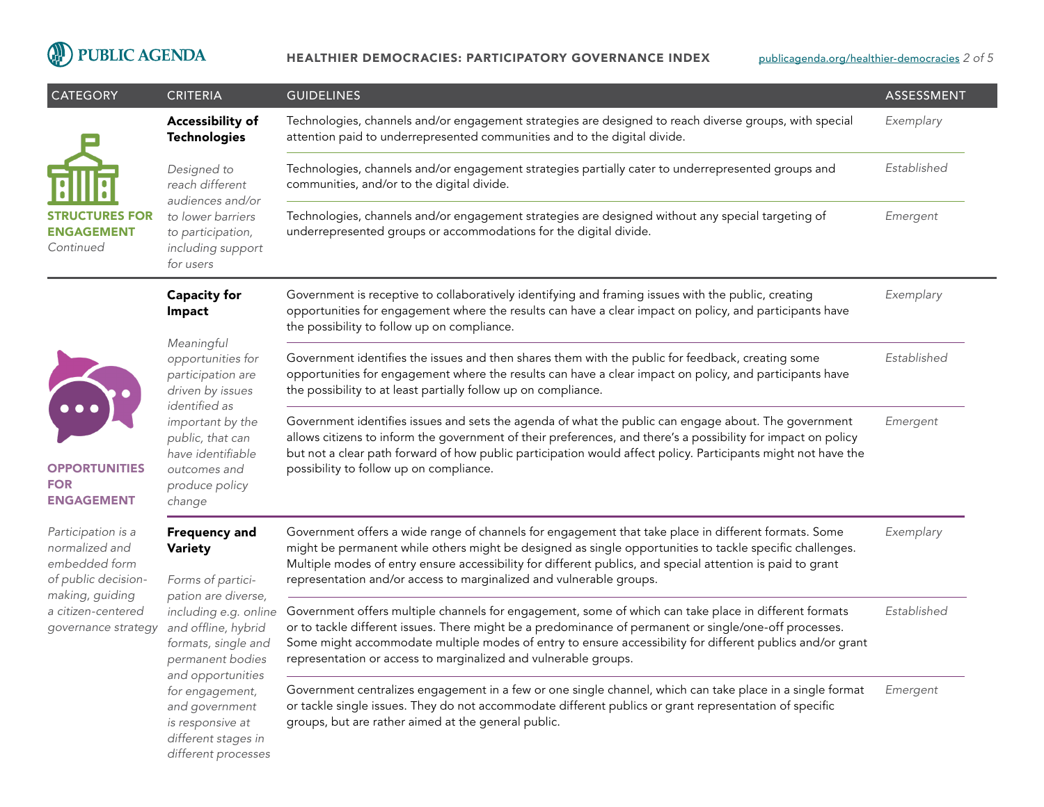| CATEGORY | CRITERIA | GUIDELINES | ASSESSMENT |
|---|---|---|---|
| **STRUCTURES FOR ENGAGEMENT** *Continued* | **Accessibility of Technologies** *Designed to reach different audiences and/or to lower barriers to participation, including support for users* | Technologies, channels and/or engagement strategies are designed to reach diverse groups, with special attention paid to underrepresented communities and to the digital divide. | *Exemplary* |
| | | Technologies, channels and/or engagement strategies partially cater to underrepresented groups and communities, and/or to the digital divide. | *Established* |
| | | Technologies, channels and/or engagement strategies are designed without any special targeting of underrepresented groups or accommodations for the digital divide. | *Emergent* |
| **OPPORTUNITIES FOR ENGAGEMENT** *Participation is a normalized and embedded form of public decision-making, guiding a citizen-centered governance strategy* | **Capacity for Impact** *Meaningful opportunities for participation are driven by issues identified as important by the public, that can have identifiable outcomes and produce policy change* | Government is receptive to collaboratively identifying and framing issues with the public, creating opportunities for engagement where the results can have a clear impact on policy, and participants have the possibility to follow up on compliance. | *Exemplary* |
| | | Government identifies the issues and then shares them with the public for feedback, creating some opportunities for engagement where the results can have a clear impact on policy, and participants have the possibility to at least partially follow up on compliance. | *Established* |
| | | Government identifies issues and sets the agenda of what the public can engage about. The government allows citizens to inform the government of their preferences, and there's a possibility for impact on policy but not a clear path forward of how public participation would affect policy. Participants might not have the possibility to follow up on compliance. | *Emergent* |
| | **Frequency and Variety** *Forms of participation are diverse, including e.g. online and offline, hybrid formats, single and permanent bodies and opportunities for engagement, and government is responsive at different stages in different processes* | Government offers a wide range of channels for engagement that take place in different formats. Some might be permanent while others might be designed as single opportunities to tackle specific challenges. Multiple modes of entry ensure accessibility for different publics, and special attention is paid to grant representation and/or access to marginalized and vulnerable groups. | *Exemplary* |
| | | Government offers multiple channels for engagement, some of which can take place in different formats or to tackle different issues. There might be a predominance of permanent or single/one-off processes. Some might accommodate multiple modes of entry to ensure accessibility for different publics and/or grant representation or access to marginalized and vulnerable groups. | *Established* |
| | | Government centralizes engagement in a few or one single channel, which can take place in a single format or tackle single issues. They do not accommodate different publics or grant representation of specific groups, but are rather aimed at the general public. | *Emergent* |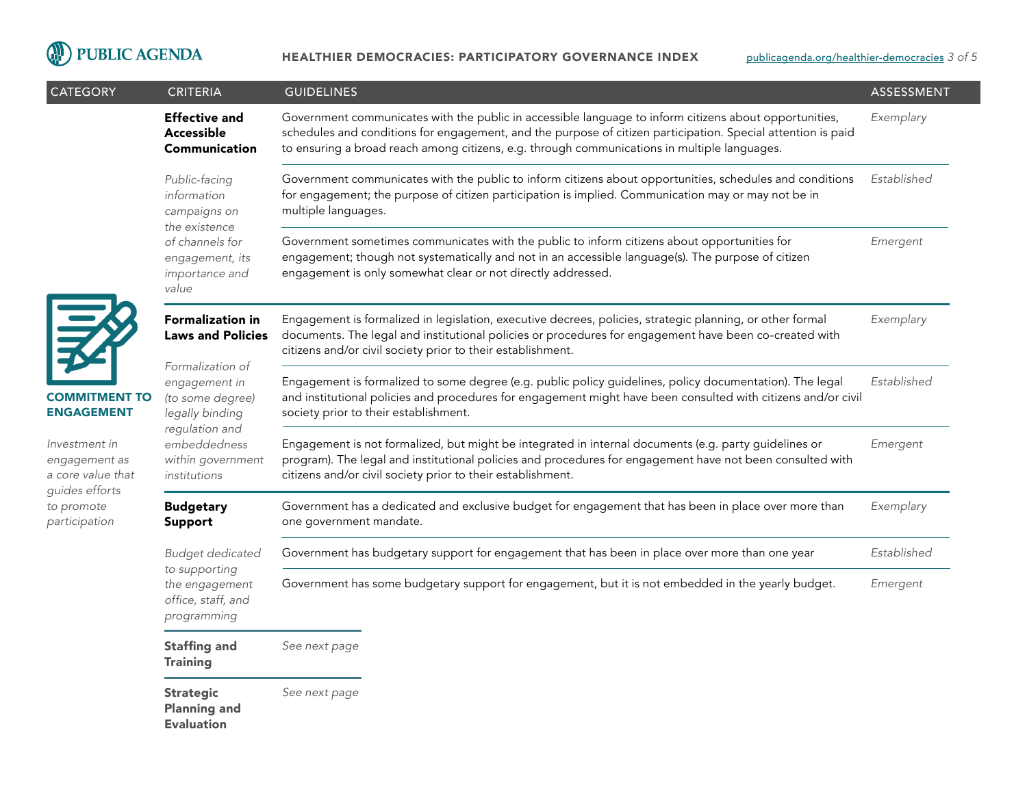| CATEGORY | CRITERIA | GUIDELINES | ASSESSMENT |
|---|---|---|---|
| **COMMITMENT TO ENGAGEMENT** *Investment in engagement as a core value that guides efforts to promote participation* | **Effective and Accessible Communication** *Public-facing information campaigns on the existence of channels for engagement, its importance and value* | Government communicates with the public in accessible language to inform citizens about opportunities, schedules and conditions for engagement, and the purpose of citizen participation. Special attention is paid to ensuring a broad reach among citizens, e.g. through communications in multiple languages. | *Exemplary* |
| | | Government communicates with the public to inform citizens about opportunities, schedules and conditions for engagement; the purpose of citizen participation is implied. Communication may or may not be in multiple languages. | *Established* |
| | | Government sometimes communicates with the public to inform citizens about opportunities for engagement; though not systematically and not in an accessible language(s). The purpose of citizen engagement is only somewhat clear or not directly addressed. | *Emergent* |
| | **Formalization in Laws and Policies** *Formalization of engagement in (to some degree) legally binding regulation and embeddedness within government institutions* | Engagement is formalized in legislation, executive decrees, policies, strategic planning, or other formal documents. The legal and institutional policies or procedures for engagement have been co-created with citizens and/or civil society prior to their establishment. | *Exemplary* |
| | | Engagement is formalized to some degree (e.g. public policy guidelines, policy documentation). The legal and institutional policies and procedures for engagement might have been consulted with citizens and/or civil society prior to their establishment. | *Established* |
| | | Engagement is not formalized, but might be integrated in internal documents (e.g. party guidelines or program). The legal and institutional policies and procedures for engagement have not been consulted with citizens and/or civil society prior to their establishment. | *Emergent* |
| | **Budgetary Support** *Budget dedicated to supporting the engagement office, staff, and programming* | Government has a dedicated and exclusive budget for engagement that has been in place over more than one government mandate. | *Exemplary* |
| | | Government has budgetary support for engagement that has been in place over more than one year | *Established* |
| | | Government has some budgetary support for engagement, but it is not embedded in the yearly budget. | *Emergent* |
| | **Staffing and Training** | *See next page* | |
| | **Strategic Planning and Evaluation** | *See next page* | |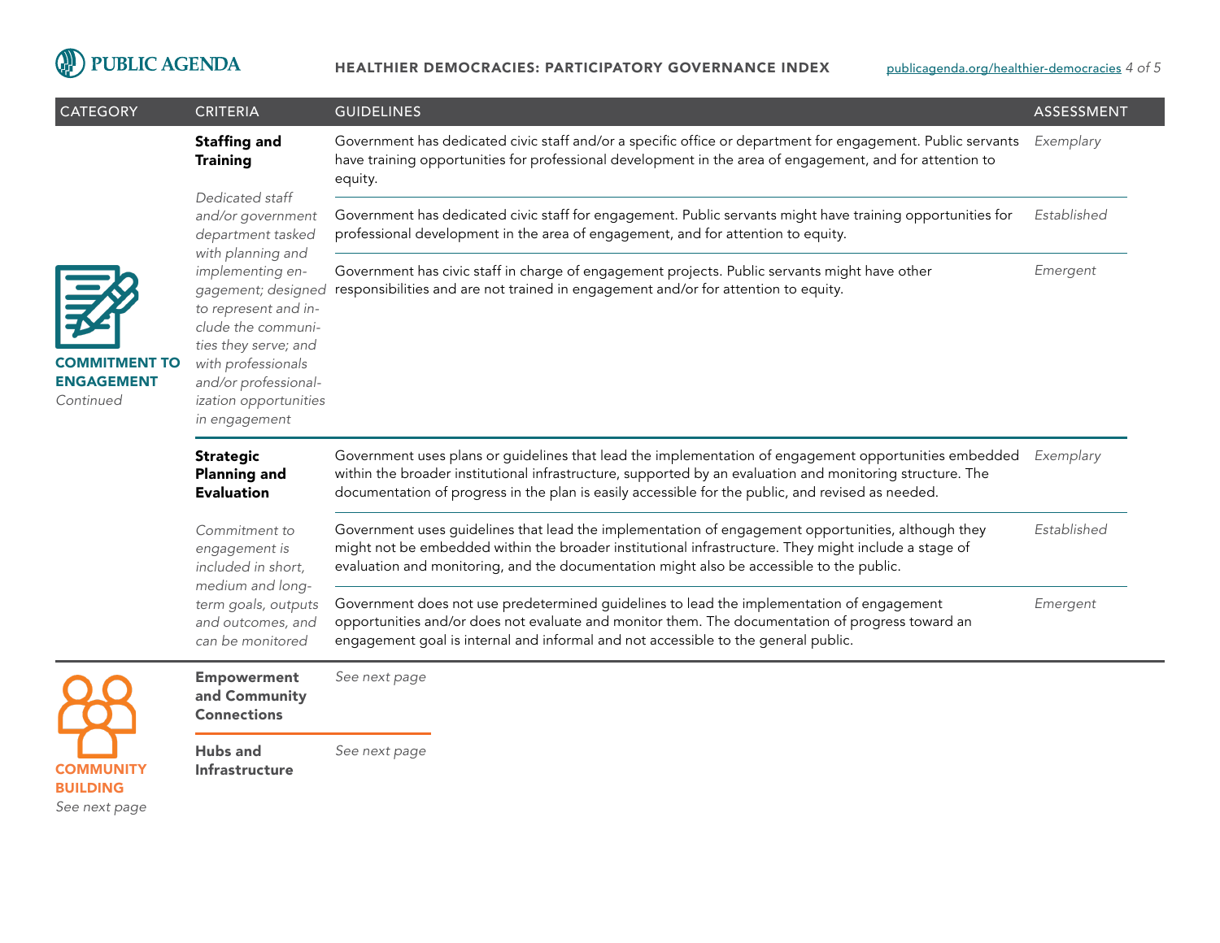| CATEGORY | CRITERIA | GUIDELINES | ASSESSMENT |
|---|---|---|---|
| **COMMITMENT TO ENGAGEMENT** *Continued* | **Staffing and Training** *Dedicated staff and/or government department tasked with planning and implementing engagement; designed to represent and include the communities they serve; and with professionals and/or professionalization opportunities in engagement* | Government has dedicated civic staff and/or a specific office or department for engagement. Public servants have training opportunities for professional development in the area of engagement, and for attention to equity. | *Exemplary* |
| | | Government has dedicated civic staff for engagement. Public servants might have training opportunities for professional development in the area of engagement, and for attention to equity. | *Established* |
| | | Government has civic staff in charge of engagement projects. Public servants might have other responsibilities and are not trained in engagement and/or for attention to equity. | *Emergent* |
| | **Strategic Planning and Evaluation** *Commitment to engagement is included in short, medium and long-term goals, outputs and outcomes, and can be monitored* | Government uses plans or guidelines that lead the implementation of engagement opportunities embedded within the broader institutional infrastructure, supported by an evaluation and monitoring structure. The documentation of progress in the plan is easily accessible for the public, and revised as needed. | *Exemplary* |
| | | Government uses guidelines that lead the implementation of engagement opportunities, although they might not be embedded within the broader institutional infrastructure. They might include a stage of evaluation and monitoring, and the documentation might also be accessible to the public. | *Established* |
| | | Government does not use predetermined guidelines to lead the implementation of engagement opportunities and/or does not evaluate and monitor them. The documentation of progress toward an engagement goal is internal and informal and not accessible to the general public. | *Emergent* |
| **COMMUNITY BUILDING** *See next page* | **Empowerment and Community Connections** | *See next page* | |
| | **Hubs and Infrastructure** | *See next page* | |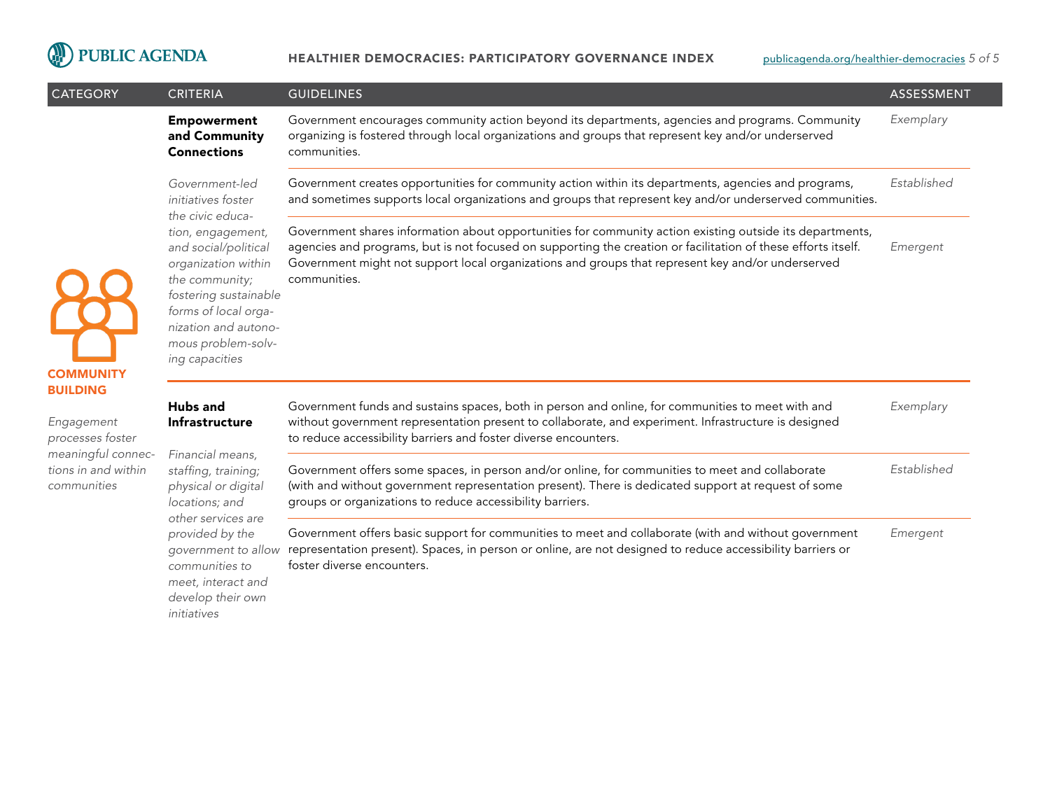| CATEGORY | CRITERIA | GUIDELINES | ASSESSMENT |
|---|---|---|---|
| **COMMUNITY BUILDING**<br><br>*Engagement processes foster meaningful connections in and within communities* | **Empowerment and Community Connections**<br><br>*Government-led initiatives foster the civic education, engagement, and social/political organization within the community; fostering sustainable forms of local organization and autonomous problem-solving capacities* | Government encourages community action beyond its departments, agencies and programs. Community organizing is fostered through local organizations and groups that represent key and/or underserved communities. | *Exemplary* |
| | | Government creates opportunities for community action within its departments, agencies and programs, and sometimes supports local organizations and groups that represent key and/or underserved communities. | *Established* |
| | | Government shares information about opportunities for community action existing outside its departments, agencies and programs, but is not focused on supporting the creation or facilitation of these efforts itself. Government might not support local organizations and groups that represent key and/or underserved communities. | *Emergent* |
| | **Hubs and Infrastructure**<br><br>*Financial means, staffing, training; physical or digital locations; and other services are provided by the government to allow communities to meet, interact and develop their own initiatives* | Government funds and sustains spaces, both in person and online, for communities to meet with and without government representation present to collaborate, and experiment. Infrastructure is designed to reduce accessibility barriers and foster diverse encounters. | *Exemplary* |
| | | Government offers some spaces, in person and/or online, for communities to meet and collaborate (with and without government representation present). There is dedicated support at request of some groups or organizations to reduce accessibility barriers. | *Established* |
| | | Government offers basic support for communities to meet and collaborate (with and without government representation present). Spaces, in person or online, are not designed to reduce accessibility barriers or foster diverse encounters. | *Emergent* |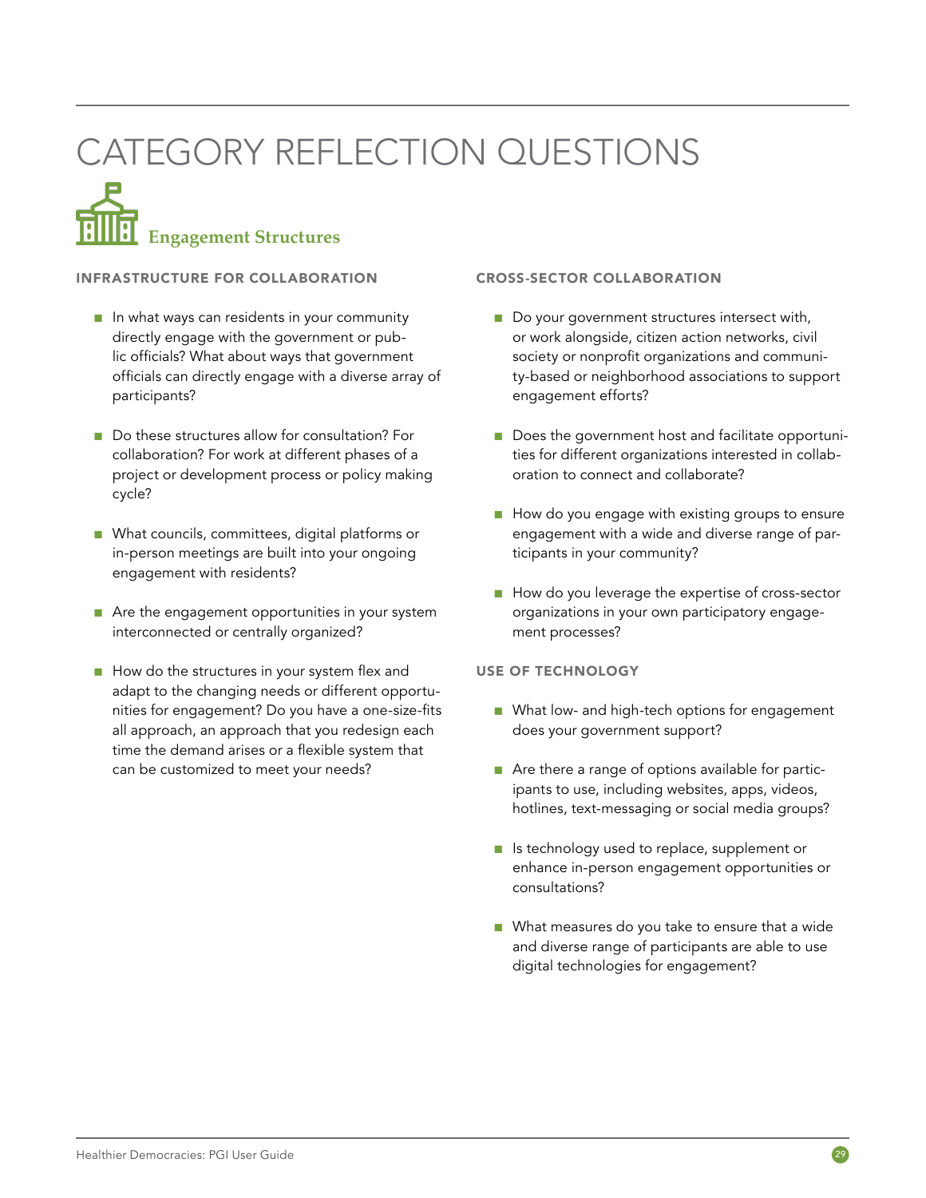# CATEGORY REFLECTION QUESTIONS

## Engagement Structures

### INFRASTRUCTURE FOR COLLABORATION

- In what ways can residents in your community directly engage with the government or public officials? What about ways that government officials can directly engage with a diverse array of participants?
- Do these structures allow for consultation? For collaboration? For work at different phases of a project or development process or policy making cycle?
- What councils, committees, digital platforms or in-person meetings are built into your ongoing engagement with residents?
- Are the engagement opportunities in your system interconnected or centrally organized?
- How do the structures in your system flex and adapt to the changing needs or different opportunities for engagement? Do you have a one-size-fits all approach, an approach that you redesign each time the demand arises or a flexible system that can be customized to meet your needs?

### CROSS-SECTOR COLLABORATION

- Do your government structures intersect with, or work alongside, citizen action networks, civil society or nonprofit organizations and community-based or neighborhood associations to support engagement efforts?
- Does the government host and facilitate opportunities for different organizations interested in collaboration to connect and collaborate?
- How do you engage with existing groups to ensure engagement with a wide and diverse range of participants in your community?
- How do you leverage the expertise of cross-sector organizations in your own participatory engagement processes?

### USE OF TECHNOLOGY

- What low- and high-tech options for engagement does your government support?
- Are there a range of options available for participants to use, including websites, apps, videos, hotlines, text-messaging or social media groups?
- Is technology used to replace, supplement or enhance in-person engagement opportunities or consultations?
- What measures do you take to ensure that a wide and diverse range of participants are able to use digital technologies for engagement?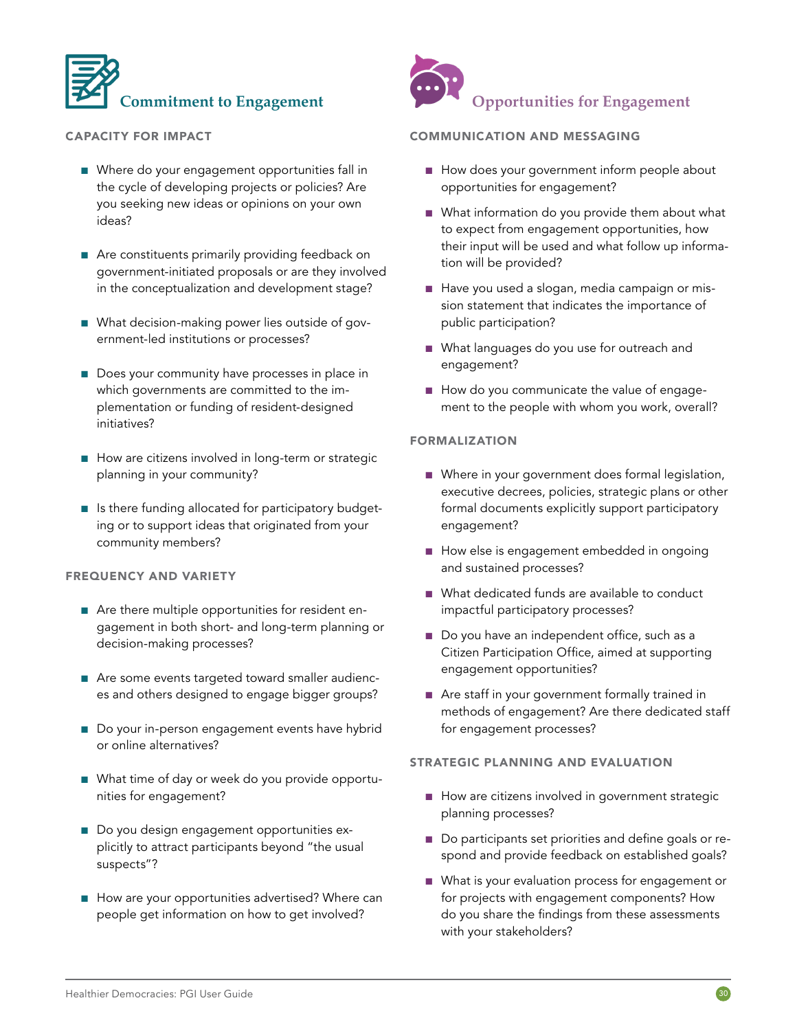## Commitment to Engagement

### CAPACITY FOR IMPACT

- Where do your engagement opportunities fall in the cycle of developing projects or policies? Are you seeking new ideas or opinions on your own ideas?
- Are constituents primarily providing feedback on government-initiated proposals or are they involved in the conceptualization and development stage?
- What decision-making power lies outside of government-led institutions or processes?
- Does your community have processes in place in which governments are committed to the implementation or funding of resident-designed initiatives?
- How are citizens involved in long-term or strategic planning in your community?
- Is there funding allocated for participatory budgeting or to support ideas that originated from your community members?

### FREQUENCY AND VARIETY

- Are there multiple opportunities for resident engagement in both short- and long-term planning or decision-making processes?
- Are some events targeted toward smaller audiences and others designed to engage bigger groups?
- Do your in-person engagement events have hybrid or online alternatives?
- What time of day or week do you provide opportunities for engagement?
- Do you design engagement opportunities explicitly to attract participants beyond "the usual suspects"?
- How are your opportunities advertised? Where can people get information on how to get involved?

## Opportunities for Engagement

### COMMUNICATION AND MESSAGING

- How does your government inform people about opportunities for engagement?
- What information do you provide them about what to expect from engagement opportunities, how their input will be used and what follow up information will be provided?
- Have you used a slogan, media campaign or mission statement that indicates the importance of public participation?
- What languages do you use for outreach and engagement?
- How do you communicate the value of engagement to the people with whom you work, overall?

### FORMALIZATION

- Where in your government does formal legislation, executive decrees, policies, strategic plans or other formal documents explicitly support participatory engagement?
- How else is engagement embedded in ongoing and sustained processes?
- What dedicated funds are available to conduct impactful participatory processes?
- Do you have an independent office, such as a Citizen Participation Office, aimed at supporting engagement opportunities?
- Are staff in your government formally trained in methods of engagement? Are there dedicated staff for engagement processes?

### STRATEGIC PLANNING AND EVALUATION

- How are citizens involved in government strategic planning processes?
- Do participants set priorities and define goals or respond and provide feedback on established goals?
- What is your evaluation process for engagement or for projects with engagement components? How do you share the findings from these assessments with your stakeholders?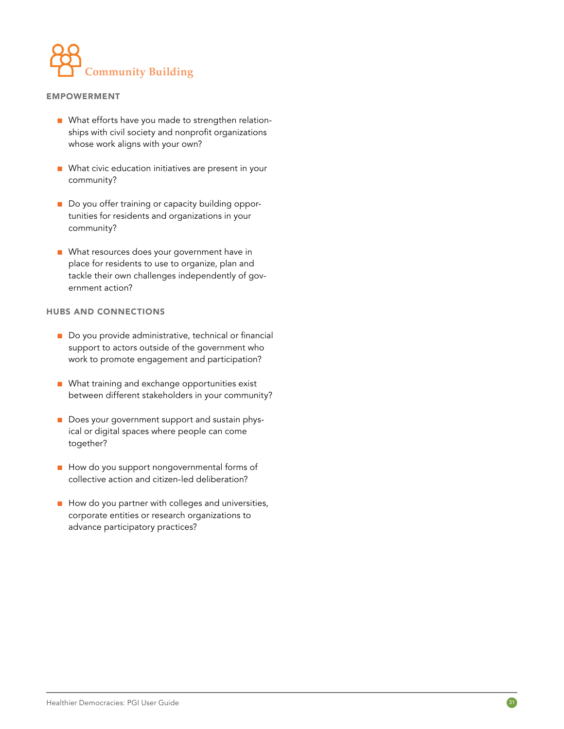# Community Building

## EMPOWERMENT

- What efforts have you made to strengthen relationships with civil society and nonprofit organizations whose work aligns with your own?
- What civic education initiatives are present in your community?
- Do you offer training or capacity building opportunities for residents and organizations in your community?
- What resources does your government have in place for residents to use to organize, plan and tackle their own challenges independently of government action?

## HUBS AND CONNECTIONS

- Do you provide administrative, technical or financial support to actors outside of the government who work to promote engagement and participation?
- What training and exchange opportunities exist between different stakeholders in your community?
- Does your government support and sustain physical or digital spaces where people can come together?
- How do you support nongovernmental forms of collective action and citizen-led deliberation?
- How do you partner with colleges and universities, corporate entities or research organizations to advance participatory practices?